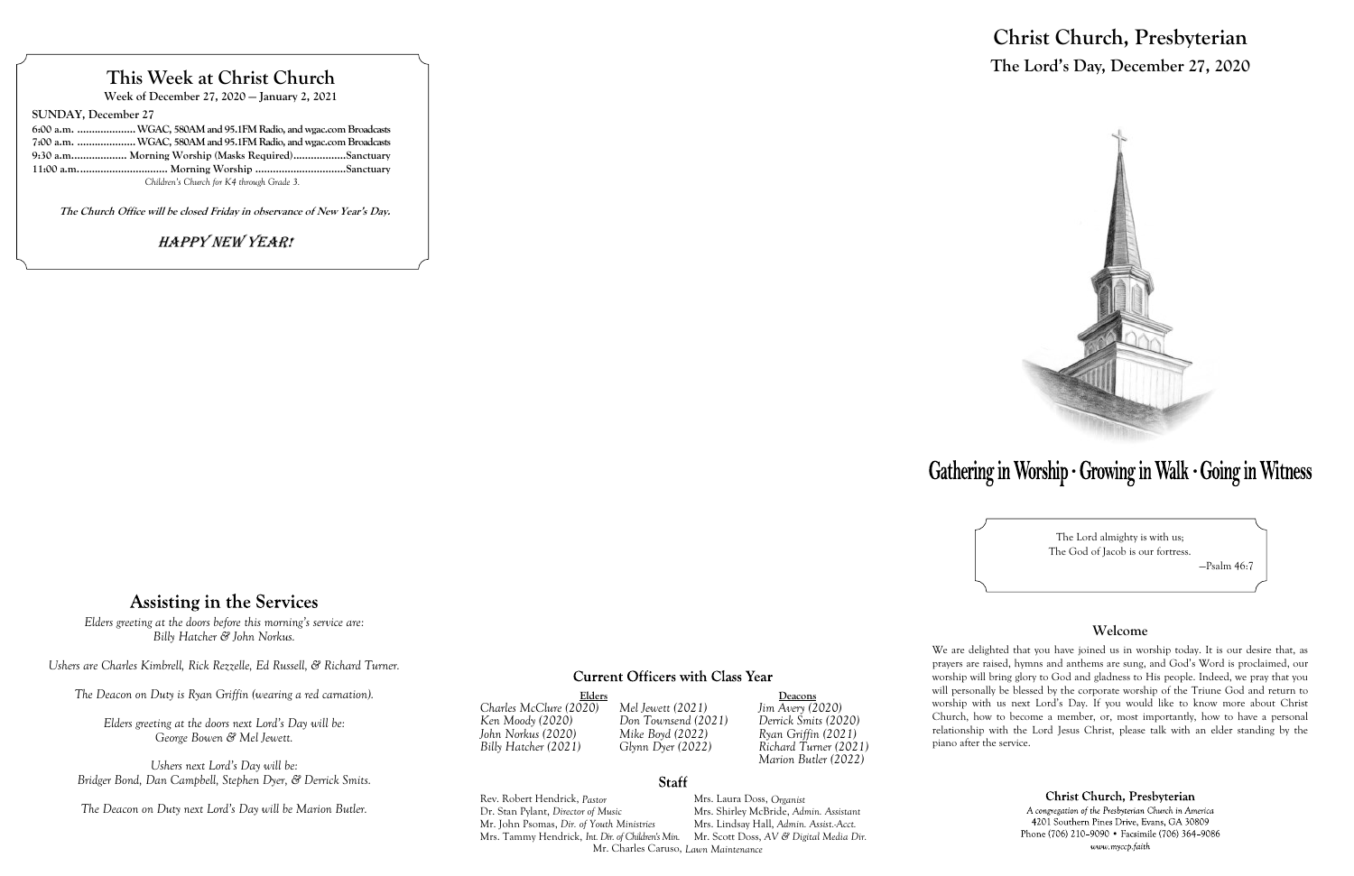## This Week at Christ Church

**Week of December 27, 2020 — January 2, 2021**

**SUNDAY, December 27**

6:00 a.m. .................... WGAC, 580AM and 95.1FM Radio, and wgac.com Broadcasts
7:00 a.m. .................... WGAC, 580AM and 95.1FM Radio, and wgac.com Broadcasts
9:30 a.m.................. Morning Worship (Masks Required)..................Sanctuary
11:00 a.m.............................. Morning Worship ..............................Sanctuary

*Children's Church for K4 through Grade 3.*

***The Church Office will be closed Friday in observance of New Year's Day.***

***HAPPY NEW YEAR!***

## Assisting in the Services

*Elders greeting at the doors before this morning's service are: Billy Hatcher & John Norkus.*

*Ushers are Charles Kimbrell, Rick Rezzelle, Ed Russell, & Richard Turner.*

*The Deacon on Duty is Ryan Griffin (wearing a red carnation).*

*Elders greeting at the doors next Lord's Day will be: George Bowen & Mel Jewett.*

*Ushers next Lord's Day will be: Bridger Bond, Dan Campbell, Stephen Dyer, & Derrick Smits.*

*The Deacon on Duty next Lord's Day will be Marion Butler.*

### Current Officers with Class Year

| Elders | | Deacons |
|---|---|---|
| *Charles McClure (2020)* | *Mel Jewett (2021)* | *Jim Avery (2020)* |
| *Ken Moody (2020)* | *Don Townsend (2021)* | *Derrick Smits (2020)* |
| *John Norkus (2020)* | *Mike Boyd (2022)* | *Ryan Griffin (2021)* |
| *Billy Hatcher (2021)* | *Glynn Dyer (2022)* | *Richard Turner (2021)* |
| | | *Marion Butler (2022)* |

### Staff

Rev. Robert Hendrick, *Pastor*
Dr. Stan Pylant, *Director of Music*
Mr. John Psomas, *Dir. of Youth Ministries*
Mrs. Tammy Hendrick, *Int. Dir. of Children's Min.*
Mrs. Laura Doss, *Organist*
Mrs. Shirley McBride, *Admin. Assistant*
Mrs. Lindsay Hall, *Admin. Assist.-Acct.*
Mr. Scott Doss, *AV & Digital Media Dir.*
Mr. Charles Caruso, *Lawn Maintenance*

# Christ Church, Presbyterian

## The Lord's Day, December 27, 2020

**Gathering in Worship · Growing in Walk · Going in Witness**

The Lord almighty is with us;
The God of Jacob is our fortress.
—Psalm 46:7

### Welcome

We are delighted that you have joined us in worship today. It is our desire that, as prayers are raised, hymns and anthems are sung, and God's Word is proclaimed, our worship will bring glory to God and gladness to His people. Indeed, we pray that you will personally be blessed by the corporate worship of the Triune God and return to worship with us next Lord's Day. If you would like to know more about Christ Church, how to become a member, or, most importantly, how to have a personal relationship with the Lord Jesus Christ, please talk with an elder standing by the piano after the service.

**Christ Church, Presbyterian**
*A congregation of the Presbyterian Church in America*
4201 Southern Pines Drive, Evans, GA 30809
Phone (706) 210-9090 • Facsimile (706) 364-9086
*www.myccp.faith*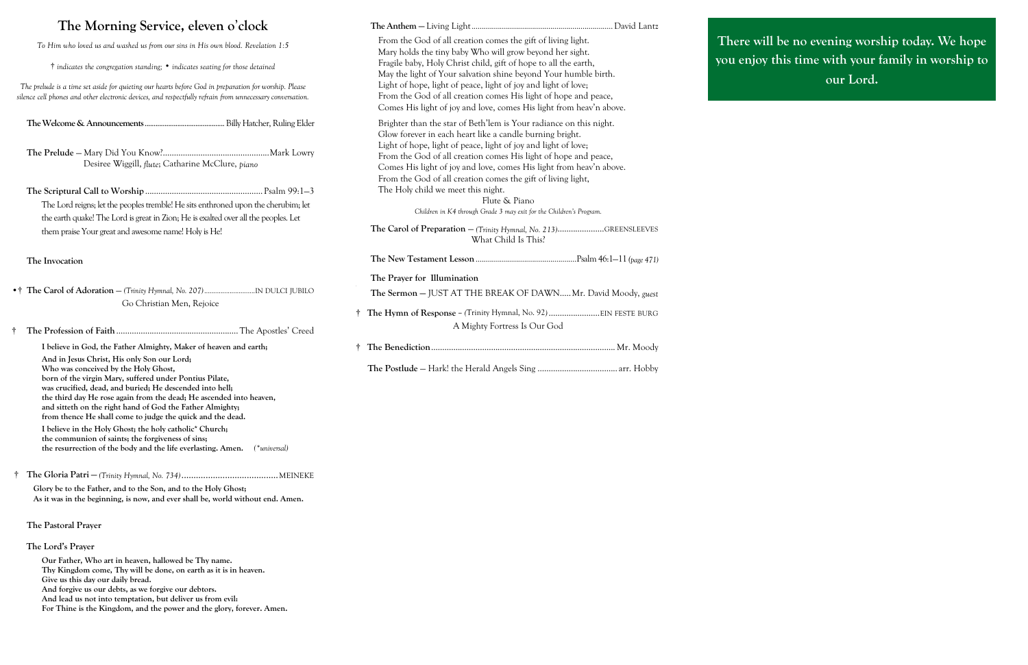# The Morning Service, eleven o'clock

*To Him who loved us and washed us from our sins in His own blood. Revelation 1:5*

*† indicates the congregation standing; • indicates seating for those detained*

*The prelude is a time set aside for quieting our hearts before God in preparation for worship. Please silence cell phones and other electronic devices, and respectfully refrain from unnecessary conversation.*

**The Welcome & Announcements** .......... Billy Hatcher, Ruling Elder

**The Prelude** — Mary Did You Know? .......... Mark Lowry
Desiree Wiggill, *flute*; Catharine McClure, *piano*

**The Scriptural Call to Worship** .......... Psalm 99:1—3

The Lord reigns; let the peoples tremble! He sits enthroned upon the cherubim; let the earth quake! The Lord is great in Zion; He is exalted over all the peoples. Let them praise Your great and awesome name! Holy is He!

**The Invocation**

•† **The Carol of Adoration** — *(Trinity Hymnal, No. 207)* .......... IN DULCI JUBILO
Go Christian Men, Rejoice

† **The Profession of Faith** .......... The Apostles' Creed

**I believe in God, the Father Almighty, Maker of heaven and earth;**
**And in Jesus Christ, His only Son our Lord;**
**Who was conceived by the Holy Ghost,**
**born of the virgin Mary, suffered under Pontius Pilate,**
**was crucified, dead, and buried; He descended into hell;**
**the third day He rose again from the dead; He ascended into heaven,**
**and sitteth on the right hand of God the Father Almighty;**
**from thence He shall come to judge the quick and the dead.**
**I believe in the Holy Ghost; the holy catholic\* Church;**
**the communion of saints; the forgiveness of sins;**
**the resurrection of the body and the life everlasting. Amen.** *(\*universal)*

† **The Gloria Patri** — *(Trinity Hymnal, No. 734)* .......... MEINEKE

**Glory be to the Father, and to the Son, and to the Holy Ghost;**
**As it was in the beginning, is now, and ever shall be, world without end. Amen.**

**The Pastoral Prayer**

**The Lord's Prayer**

**Our Father, Who art in heaven, hallowed be Thy name.**
**Thy Kingdom come, Thy will be done, on earth as it is in heaven.**
**Give us this day our daily bread.**
**And forgive us our debts, as we forgive our debtors.**
**And lead us not into temptation, but deliver us from evil:**
**For Thine is the Kingdom, and the power and the glory, forever. Amen.**

**The Anthem** — Living Light .......... David Lantz

From the God of all creation comes the gift of living light.
Mary holds the tiny baby Who will grow beyond her sight.
Fragile baby, Holy Christ child, gift of hope to all the earth,
May the light of Your salvation shine beyond Your humble birth.
Light of hope, light of peace, light of joy and light of love;
From the God of all creation comes His light of hope and peace,
Comes His light of joy and love, comes His light from heav'n above.

Brighter than the star of Beth'lem is Your radiance on this night.
Glow forever in each heart like a candle burning bright.
Light of hope, light of peace, light of joy and light of love;
From the God of all creation comes His light of hope and peace,
Comes His light of joy and love, comes His light from heav'n above.
From the God of all creation comes the gift of living light,
The Holy child we meet this night.

Flute & Piano

*Children in K4 through Grade 3 may exit for the Children's Program.*

**The Carol of Preparation** — *(Trinity Hymnal, No. 213)* .......... GREENSLEEVES
What Child Is This?

**The New Testament Lesson** .......... Psalm 46:1—11 *(page 471)*

**The Prayer for Illumination**

**The Sermon** — JUST AT THE BREAK OF DAWN..... Mr. David Moody, *guest*

† **The Hymn of Response** – *(Trinity Hymnal, No. 92)* .......... EIN FESTE BURG
A Mighty Fortress Is Our God

† **The Benediction** .......... Mr. Moody

**The Postlude** — Hark! the Herald Angels Sing .......... arr. Hobby

**There will be no evening worship today. We hope you enjoy this time with your family in worship to our Lord.**